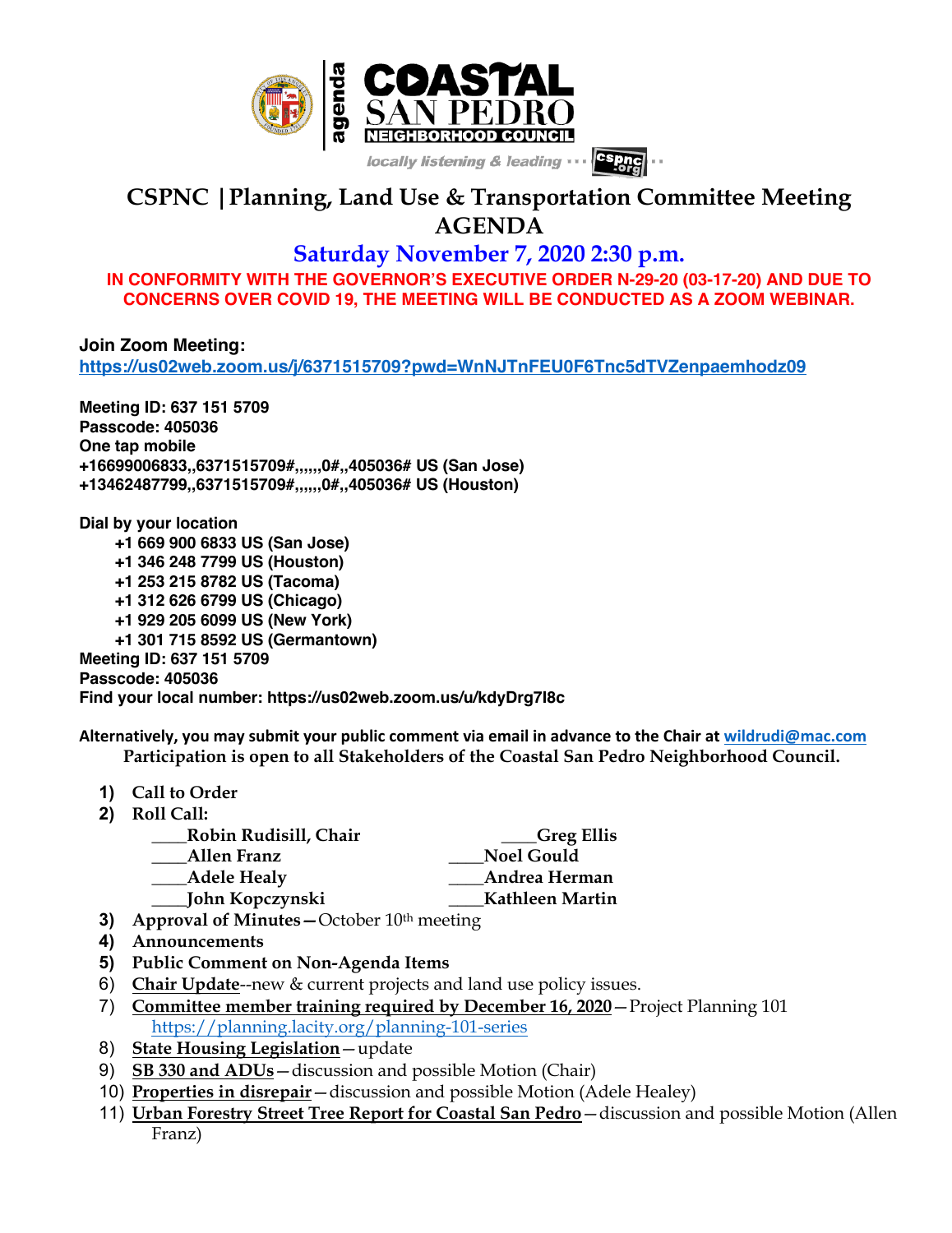agenda

**COASTAL SAN PEDRO NEIGHBORHOOD COUNCIL**

*locally listening & leading* ··· cspnc.org ··

# CSPNC | Planning, Land Use & Transportation Committee Meeting AGENDA

## Saturday November 7, 2020 2:30 p.m.

**IN CONFORMITY WITH THE GOVERNOR'S EXECUTIVE ORDER N-29-20 (03-17-20) AND DUE TO CONCERNS OVER COVID 19, THE MEETING WILL BE CONDUCTED AS A ZOOM WEBINAR.**

**Join Zoom Meeting:**
**https://us02web.zoom.us/j/6371515709?pwd=WnNJTnFEU0F6Tnc5dTVZenpaemhodz09**

**Meeting ID: 637 151 5709**
**Passcode: 405036**
**One tap mobile**
**+16699006833,,6371515709#,,,,,,0#,,405036# US (San Jose)**
**+13462487799,,6371515709#,,,,,,0#,,405036# US (Houston)**

**Dial by your location**
- **+1 669 900 6833 US (San Jose)**
- **+1 346 248 7799 US (Houston)**
- **+1 253 215 8782 US (Tacoma)**
- **+1 312 626 6799 US (Chicago)**
- **+1 929 205 6099 US (New York)**
- **+1 301 715 8592 US (Germantown)**

**Meeting ID: 637 151 5709**
**Passcode: 405036**
**Find your local number: https://us02web.zoom.us/u/kdyDrg7l8c**

**Alternatively, you may submit your public comment via email in advance to the Chair at wildrudi@mac.com**
**Participation is open to all Stakeholders of the Coastal San Pedro Neighborhood Council.**

1) **Call to Order**
2) **Roll Call:**
   - ____**Robin Rudisill, Chair**
   - ____**Greg Ellis**
   - ____**Allen Franz**
   - ____**Noel Gould**
   - ____**Adele Healy**
   - ____**Andrea Herman**
   - ____**John Kopczynski**
   - ____**Kathleen Martin**
3) **Approval of Minutes**—October 10th meeting
4) **Announcements**
5) **Public Comment on Non-Agenda Items**
6) **Chair Update**--new & current projects and land use policy issues.
7) **Committee member training required by December 16, 2020**—Project Planning 101 https://planning.lacity.org/planning-101-series
8) **State Housing Legislation**—update
9) **SB 330 and ADUs**—discussion and possible Motion (Chair)
10) **Properties in disrepair**—discussion and possible Motion (Adele Healey)
11) **Urban Forestry Street Tree Report for Coastal San Pedro**—discussion and possible Motion (Allen Franz)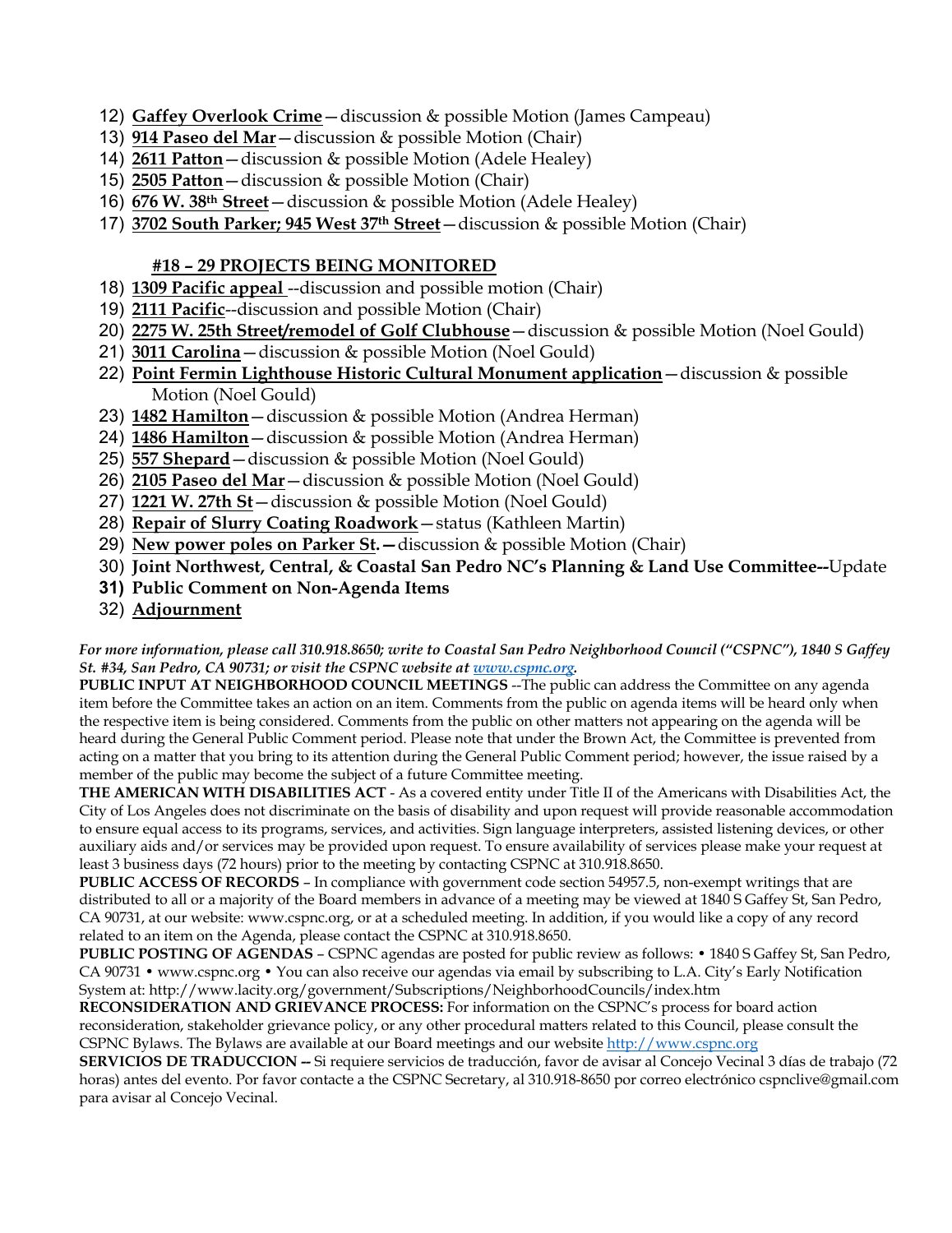12) **Gaffey Overlook Crime**—discussion & possible Motion (James Campeau)
13) **914 Paseo del Mar**—discussion & possible Motion (Chair)
14) **2611 Patton**—discussion & possible Motion (Adele Healey)
15) **2505 Patton**—discussion & possible Motion (Chair)
16) **676 W. 38th Street**—discussion & possible Motion (Adele Healey)
17) **3702 South Parker; 945 West 37th Street**—discussion & possible Motion (Chair)

**#18 – 29 PROJECTS BEING MONITORED**

18) **1309 Pacific appeal** --discussion and possible motion (Chair)
19) **2111 Pacific**--discussion and possible Motion (Chair)
20) **2275 W. 25th Street/remodel of Golf Clubhouse**—discussion & possible Motion (Noel Gould)
21) **3011 Carolina**—discussion & possible Motion (Noel Gould)
22) **Point Fermin Lighthouse Historic Cultural Monument application**—discussion & possible Motion (Noel Gould)
23) **1482 Hamilton**—discussion & possible Motion (Andrea Herman)
24) **1486 Hamilton**—discussion & possible Motion (Andrea Herman)
25) **557 Shepard**—discussion & possible Motion (Noel Gould)
26) **2105 Paseo del Mar**—discussion & possible Motion (Noel Gould)
27) **1221 W. 27th St**—discussion & possible Motion (Noel Gould)
28) **Repair of Slurry Coating Roadwork**—status (Kathleen Martin)
29) **New power poles on Parker St.**—discussion & possible Motion (Chair)
30) **Joint Northwest, Central, & Coastal San Pedro NC's Planning & Land Use Committee--**Update
31) **Public Comment on Non-Agenda Items**
32) **Adjournment**

***For more information, please call 310.918.8650; write to Coastal San Pedro Neighborhood Council ("CSPNC"), 1840 S Gaffey St. #34, San Pedro, CA 90731; or visit the CSPNC website at www.cspnc.org.***

**PUBLIC INPUT AT NEIGHBORHOOD COUNCIL MEETINGS** --The public can address the Committee on any agenda item before the Committee takes an action on an item. Comments from the public on agenda items will be heard only when the respective item is being considered. Comments from the public on other matters not appearing on the agenda will be heard during the General Public Comment period. Please note that under the Brown Act, the Committee is prevented from acting on a matter that you bring to its attention during the General Public Comment period; however, the issue raised by a member of the public may become the subject of a future Committee meeting.

**THE AMERICAN WITH DISABILITIES ACT** - As a covered entity under Title II of the Americans with Disabilities Act, the City of Los Angeles does not discriminate on the basis of disability and upon request will provide reasonable accommodation to ensure equal access to its programs, services, and activities. Sign language interpreters, assisted listening devices, or other auxiliary aids and/or services may be provided upon request. To ensure availability of services please make your request at least 3 business days (72 hours) prior to the meeting by contacting CSPNC at 310.918.8650.

**PUBLIC ACCESS OF RECORDS** – In compliance with government code section 54957.5, non-exempt writings that are distributed to all or a majority of the Board members in advance of a meeting may be viewed at 1840 S Gaffey St, San Pedro, CA 90731, at our website: www.cspnc.org, or at a scheduled meeting. In addition, if you would like a copy of any record related to an item on the Agenda, please contact the CSPNC at 310.918.8650.

**PUBLIC POSTING OF AGENDAS** – CSPNC agendas are posted for public review as follows: • 1840 S Gaffey St, San Pedro, CA 90731 • www.cspnc.org • You can also receive our agendas via email by subscribing to L.A. City's Early Notification System at: http://www.lacity.org/government/Subscriptions/NeighborhoodCouncils/index.htm

**RECONSIDERATION AND GRIEVANCE PROCESS:** For information on the CSPNC's process for board action reconsideration, stakeholder grievance policy, or any other procedural matters related to this Council, please consult the CSPNC Bylaws. The Bylaws are available at our Board meetings and our website http://www.cspnc.org

**SERVICIOS DE TRADUCCION --** Si requiere servicios de traducción, favor de avisar al Concejo Vecinal 3 días de trabajo (72 horas) antes del evento. Por favor contacte a the CSPNC Secretary, al 310.918-8650 por correo electrónico cspnclive@gmail.com para avisar al Concejo Vecinal.